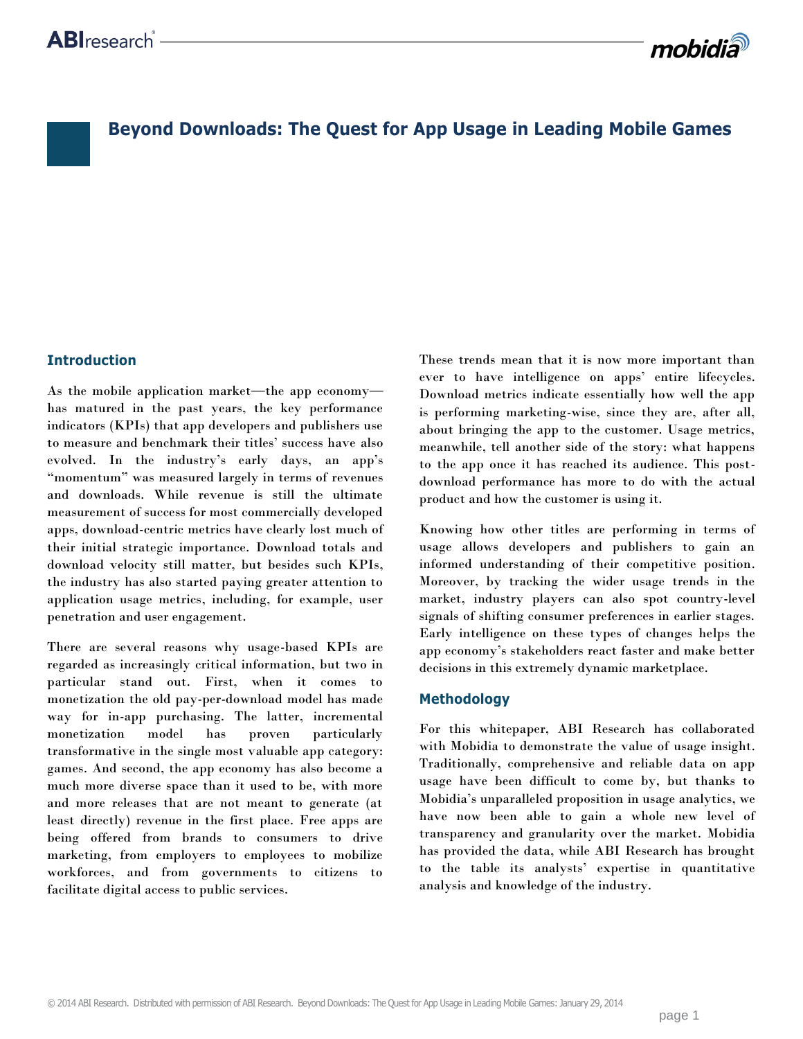# Beyond Downloads: The Quest for App Usage in Leading Mobile Games

## Introduction

As the mobile application market—the app economy—has matured in the past years, the key performance indicators (KPIs) that app developers and publishers use to measure and benchmark their titles' success have also evolved. In the industry's early days, an app's "momentum" was measured largely in terms of revenues and downloads. While revenue is still the ultimate measurement of success for most commercially developed apps, download-centric metrics have clearly lost much of their initial strategic importance. Download totals and download velocity still matter, but besides such KPIs, the industry has also started paying greater attention to application usage metrics, including, for example, user penetration and user engagement.

There are several reasons why usage-based KPIs are regarded as increasingly critical information, but two in particular stand out. First, when it comes to monetization the old pay-per-download model has made way for in-app purchasing. The latter, incremental monetization model has proven particularly transformative in the single most valuable app category: games. And second, the app economy has also become a much more diverse space than it used to be, with more and more releases that are not meant to generate (at least directly) revenue in the first place. Free apps are being offered from brands to consumers to drive marketing, from employers to employees to mobilize workforces, and from governments to citizens to facilitate digital access to public services.

These trends mean that it is now more important than ever to have intelligence on apps' entire lifecycles. Download metrics indicate essentially how well the app is performing marketing-wise, since they are, after all, about bringing the app to the customer. Usage metrics, meanwhile, tell another side of the story: what happens to the app once it has reached its audience. This post-download performance has more to do with the actual product and how the customer is using it.

Knowing how other titles are performing in terms of usage allows developers and publishers to gain an informed understanding of their competitive position. Moreover, by tracking the wider usage trends in the market, industry players can also spot country-level signals of shifting consumer preferences in earlier stages. Early intelligence on these types of changes helps the app economy's stakeholders react faster and make better decisions in this extremely dynamic marketplace.

## Methodology

For this whitepaper, ABI Research has collaborated with Mobidia to demonstrate the value of usage insight. Traditionally, comprehensive and reliable data on app usage have been difficult to come by, but thanks to Mobidia's unparalleled proposition in usage analytics, we have now been able to gain a whole new level of transparency and granularity over the market. Mobidia has provided the data, while ABI Research has brought to the table its analysts' expertise in quantitative analysis and knowledge of the industry.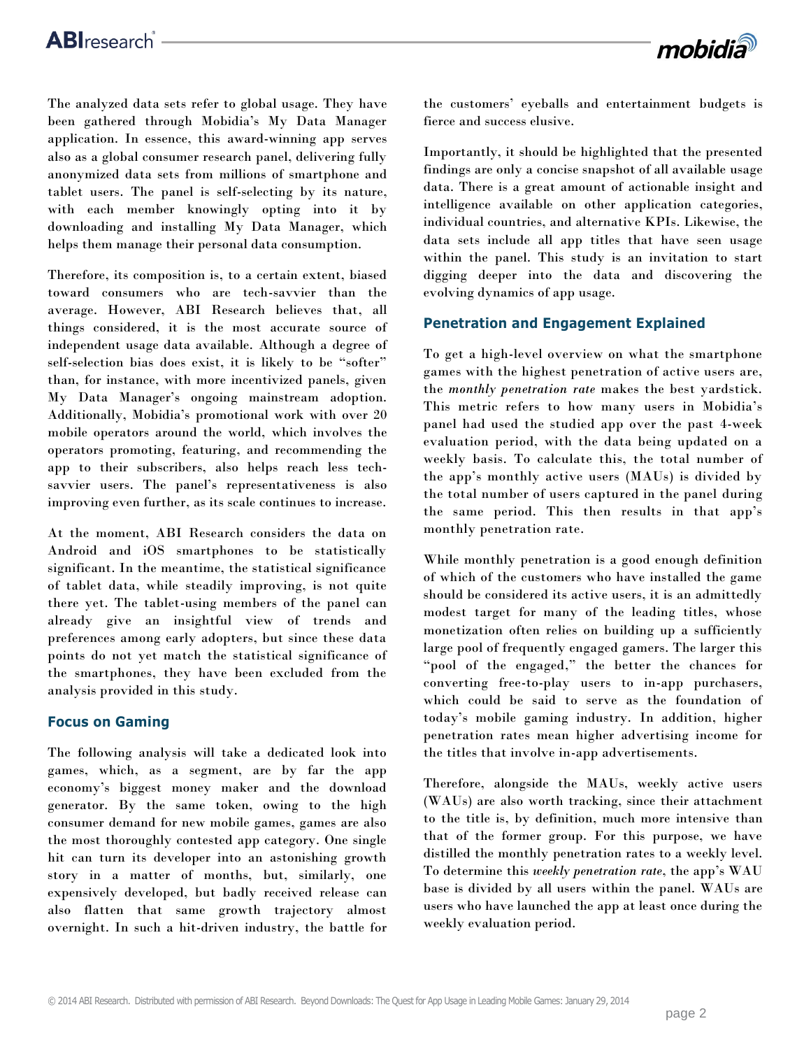The analyzed data sets refer to global usage. They have been gathered through Mobidia's My Data Manager application. In essence, this award-winning app serves also as a global consumer research panel, delivering fully anonymized data sets from millions of smartphone and tablet users. The panel is self-selecting by its nature, with each member knowingly opting into it by downloading and installing My Data Manager, which helps them manage their personal data consumption.

Therefore, its composition is, to a certain extent, biased toward consumers who are tech-savvier than the average. However, ABI Research believes that, all things considered, it is the most accurate source of independent usage data available. Although a degree of self-selection bias does exist, it is likely to be "softer" than, for instance, with more incentivized panels, given My Data Manager's ongoing mainstream adoption. Additionally, Mobidia's promotional work with over 20 mobile operators around the world, which involves the operators promoting, featuring, and recommending the app to their subscribers, also helps reach less tech-savvier users. The panel's representativeness is also improving even further, as its scale continues to increase.

At the moment, ABI Research considers the data on Android and iOS smartphones to be statistically significant. In the meantime, the statistical significance of tablet data, while steadily improving, is not quite there yet. The tablet-using members of the panel can already give an insightful view of trends and preferences among early adopters, but since these data points do not yet match the statistical significance of the smartphones, they have been excluded from the analysis provided in this study.

## Focus on Gaming

The following analysis will take a dedicated look into games, which, as a segment, are by far the app economy's biggest money maker and the download generator. By the same token, owing to the high consumer demand for new mobile games, games are also the most thoroughly contested app category. One single hit can turn its developer into an astonishing growth story in a matter of months, but, similarly, one expensively developed, but badly received release can also flatten that same growth trajectory almost overnight. In such a hit-driven industry, the battle for the customers' eyeballs and entertainment budgets is fierce and success elusive.

Importantly, it should be highlighted that the presented findings are only a concise snapshot of all available usage data. There is a great amount of actionable insight and intelligence available on other application categories, individual countries, and alternative KPIs. Likewise, the data sets include all app titles that have seen usage within the panel. This study is an invitation to start digging deeper into the data and discovering the evolving dynamics of app usage.

## Penetration and Engagement Explained

To get a high-level overview on what the smartphone games with the highest penetration of active users are, the *monthly penetration rate* makes the best yardstick. This metric refers to how many users in Mobidia's panel had used the studied app over the past 4-week evaluation period, with the data being updated on a weekly basis. To calculate this, the total number of the app's monthly active users (MAUs) is divided by the total number of users captured in the panel during the same period. This then results in that app's monthly penetration rate.

While monthly penetration is a good enough definition of which of the customers who have installed the game should be considered its active users, it is an admittedly modest target for many of the leading titles, whose monetization often relies on building up a sufficiently large pool of frequently engaged gamers. The larger this "pool of the engaged," the better the chances for converting free-to-play users to in-app purchasers, which could be said to serve as the foundation of today's mobile gaming industry. In addition, higher penetration rates mean higher advertising income for the titles that involve in-app advertisements.

Therefore, alongside the MAUs, weekly active users (WAUs) are also worth tracking, since their attachment to the title is, by definition, much more intensive than that of the former group. For this purpose, we have distilled the monthly penetration rates to a weekly level. To determine this *weekly penetration rate*, the app's WAU base is divided by all users within the panel. WAUs are users who have launched the app at least once during the weekly evaluation period.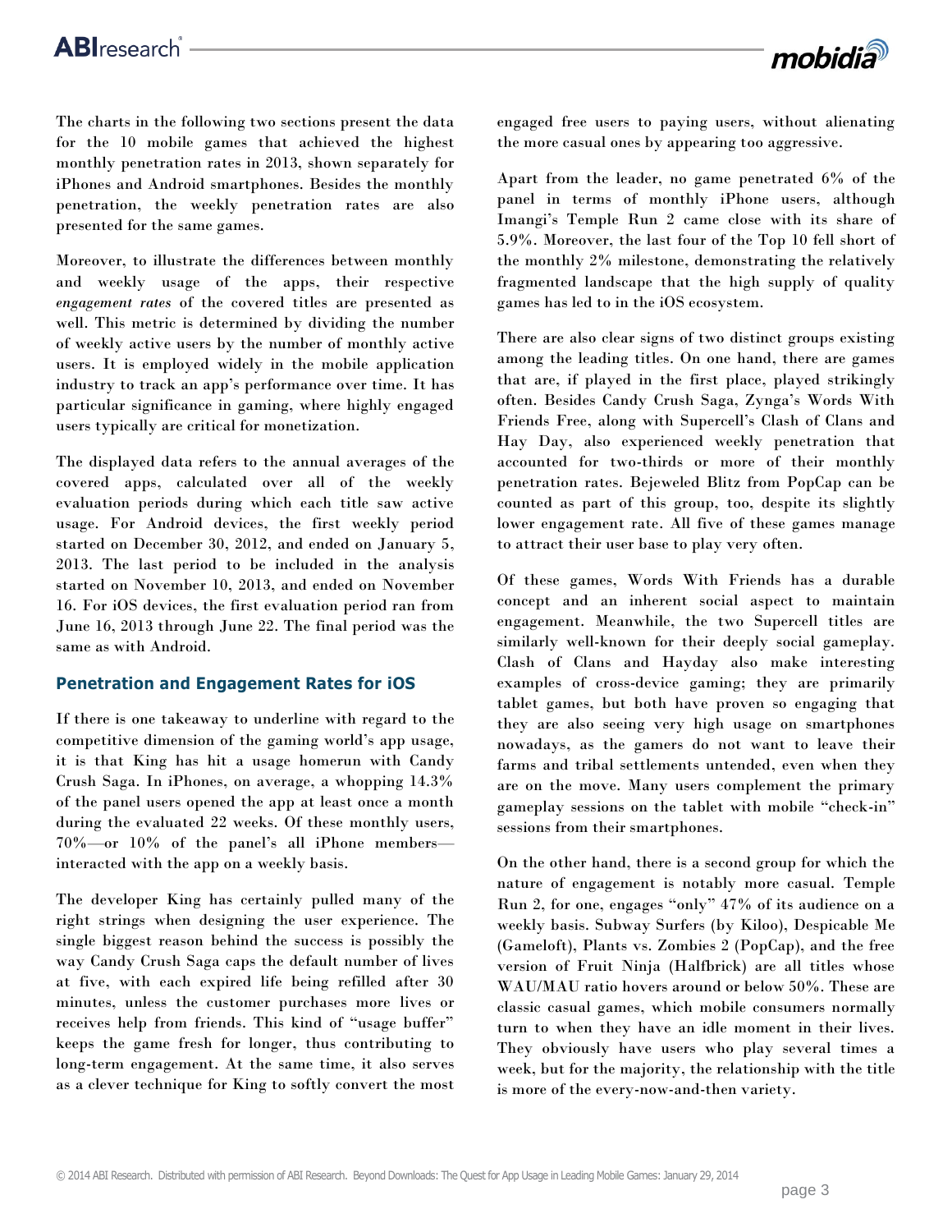The charts in the following two sections present the data for the 10 mobile games that achieved the highest monthly penetration rates in 2013, shown separately for iPhones and Android smartphones. Besides the monthly penetration, the weekly penetration rates are also presented for the same games.

Moreover, to illustrate the differences between monthly and weekly usage of the apps, their respective *engagement rates* of the covered titles are presented as well. This metric is determined by dividing the number of weekly active users by the number of monthly active users. It is employed widely in the mobile application industry to track an app's performance over time. It has particular significance in gaming, where highly engaged users typically are critical for monetization.

The displayed data refers to the annual averages of the covered apps, calculated over all of the weekly evaluation periods during which each title saw active usage. For Android devices, the first weekly period started on December 30, 2012, and ended on January 5, 2013. The last period to be included in the analysis started on November 10, 2013, and ended on November 16. For iOS devices, the first evaluation period ran from June 16, 2013 through June 22. The final period was the same as with Android.

## Penetration and Engagement Rates for iOS

If there is one takeaway to underline with regard to the competitive dimension of the gaming world's app usage, it is that King has hit a usage homerun with Candy Crush Saga. In iPhones, on average, a whopping 14.3% of the panel users opened the app at least once a month during the evaluated 22 weeks. Of these monthly users, 70%—or 10% of the panel's all iPhone members—interacted with the app on a weekly basis.

The developer King has certainly pulled many of the right strings when designing the user experience. The single biggest reason behind the success is possibly the way Candy Crush Saga caps the default number of lives at five, with each expired life being refilled after 30 minutes, unless the customer purchases more lives or receives help from friends. This kind of "usage buffer" keeps the game fresh for longer, thus contributing to long-term engagement. At the same time, it also serves as a clever technique for King to softly convert the most engaged free users to paying users, without alienating the more casual ones by appearing too aggressive.

Apart from the leader, no game penetrated 6% of the panel in terms of monthly iPhone users, although Imangi's Temple Run 2 came close with its share of 5.9%. Moreover, the last four of the Top 10 fell short of the monthly 2% milestone, demonstrating the relatively fragmented landscape that the high supply of quality games has led to in the iOS ecosystem.

There are also clear signs of two distinct groups existing among the leading titles. On one hand, there are games that are, if played in the first place, played strikingly often. Besides Candy Crush Saga, Zynga's Words With Friends Free, along with Supercell's Clash of Clans and Hay Day, also experienced weekly penetration that accounted for two-thirds or more of their monthly penetration rates. Bejeweled Blitz from PopCap can be counted as part of this group, too, despite its slightly lower engagement rate. All five of these games manage to attract their user base to play very often.

Of these games, Words With Friends has a durable concept and an inherent social aspect to maintain engagement. Meanwhile, the two Supercell titles are similarly well-known for their deeply social gameplay. Clash of Clans and Hayday also make interesting examples of cross-device gaming; they are primarily tablet games, but both have proven so engaging that they are also seeing very high usage on smartphones nowadays, as the gamers do not want to leave their farms and tribal settlements untended, even when they are on the move. Many users complement the primary gameplay sessions on the tablet with mobile "check-in" sessions from their smartphones.

On the other hand, there is a second group for which the nature of engagement is notably more casual. Temple Run 2, for one, engages "only" 47% of its audience on a weekly basis. Subway Surfers (by Kiloo), Despicable Me (Gameloft), Plants vs. Zombies 2 (PopCap), and the free version of Fruit Ninja (Halfbrick) are all titles whose WAU/MAU ratio hovers around or below 50%. These are classic casual games, which mobile consumers normally turn to when they have an idle moment in their lives. They obviously have users who play several times a week, but for the majority, the relationship with the title is more of the every-now-and-then variety.

© 2014 ABI Research. Distributed with permission of ABI Research. Beyond Downloads: The Quest for App Usage in Leading Mobile Games: January 29, 2014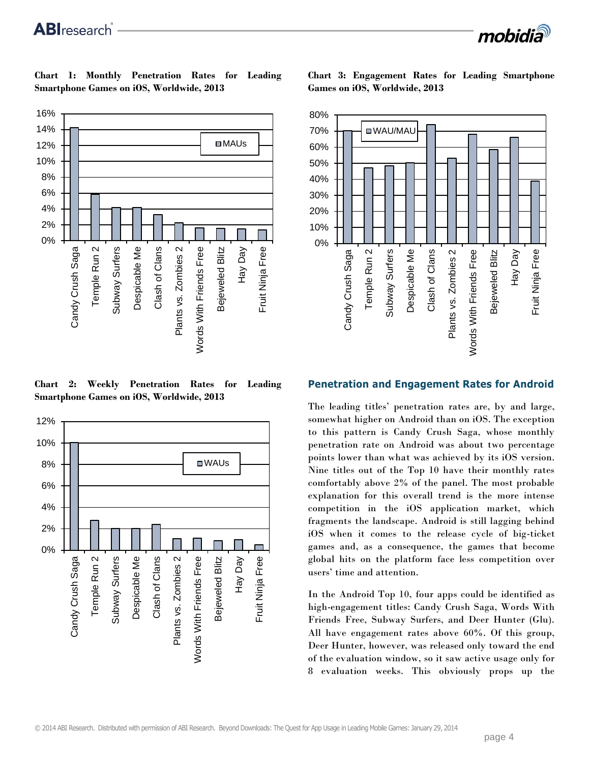**Chart 1: Monthly Penetration Rates for Leading Smartphone Games on iOS, Worldwide, 2013**

16%
14%
12%
10%
8%
6%
4%
2%
0%

MAUs

Candy Crush Saga
Temple Run 2
Subway Surfers
Despicable Me
Clash of Clans
Plants vs. Zombies 2
Words With Friends Free
Bejeweled Blitz
Hay Day
Fruit Ninja Free

**Chart 2: Weekly Penetration Rates for Leading Smartphone Games on iOS, Worldwide, 2013**

12%
10%
8%
6%
4%
2%
0%

WAUs

Candy Crush Saga
Temple Run 2
Subway Surfers
Despicable Me
Clash of Clans
Plants vs. Zombies 2
Words With Friends Free
Bejeweled Blitz
Hay Day
Fruit Ninja Free

**Chart 3: Engagement Rates for Leading Smartphone Games on iOS, Worldwide, 2013**

80%
70%
60%
50%
40%
30%
20%
10%
0%

WAU/MAU

Candy Crush Saga
Temple Run 2
Subway Surfers
Despicable Me
Clash of Clans
Plants vs. Zombies 2
Words With Friends Free
Bejeweled Blitz
Hay Day
Fruit Ninja Free

## Penetration and Engagement Rates for Android

The leading titles' penetration rates are, by and large, somewhat higher on Android than on iOS. The exception to this pattern is Candy Crush Saga, whose monthly penetration rate on Android was about two percentage points lower than what was achieved by its iOS version. Nine titles out of the Top 10 have their monthly rates comfortably above 2% of the panel. The most probable explanation for this overall trend is the more intense competition in the iOS application market, which fragments the landscape. Android is still lagging behind iOS when it comes to the release cycle of big-ticket games and, as a consequence, the games that become global hits on the platform face less competition over users' time and attention.

In the Android Top 10, four apps could be identified as high-engagement titles: Candy Crush Saga, Words With Friends Free, Subway Surfers, and Deer Hunter (Glu). All have engagement rates above 60%. Of this group, Deer Hunter, however, was released only toward the end of the evaluation window, so it saw active usage only for 8 evaluation weeks. This obviously props up the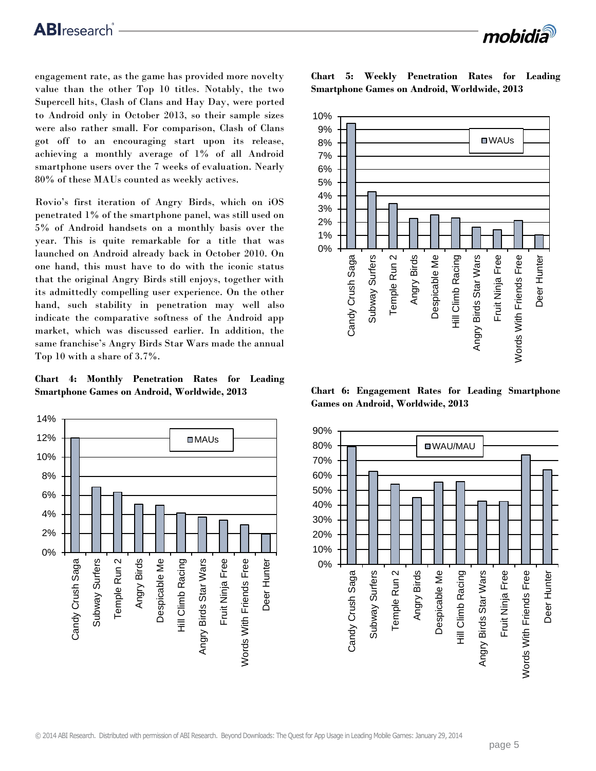engagement rate, as the game has provided more novelty value than the other Top 10 titles. Notably, the two Supercell hits, Clash of Clans and Hay Day, were ported to Android only in October 2013, so their sample sizes were also rather small. For comparison, Clash of Clans got off to an encouraging start upon its release, achieving a monthly average of 1% of all Android smartphone users over the 7 weeks of evaluation. Nearly 80% of these MAUs counted as weekly actives.

Rovio's first iteration of Angry Birds, which on iOS penetrated 1% of the smartphone panel, was still used on 5% of Android handsets on a monthly basis over the year. This is quite remarkable for a title that was launched on Android already back in October 2010. On one hand, this must have to do with the iconic status that the original Angry Birds still enjoys, together with its admittedly compelling user experience. On the other hand, such stability in penetration may well also indicate the comparative softness of the Android app market, which was discussed earlier. In addition, the same franchise's Angry Birds Star Wars made the annual Top 10 with a share of 3.7%.

**Chart 4: Monthly Penetration Rates for Leading Smartphone Games on Android, Worldwide, 2013**

MAUs

14%
12%
10%
8%
6%
4%
2%
0%

Candy Crush Saga
Subway Surfers
Temple Run 2
Angry Birds
Despicable Me
Hill Climb Racing
Angry Birds Star Wars
Fruit Ninja Free
Words With Friends Free
Deer Hunter

**Chart 5: Weekly Penetration Rates for Leading Smartphone Games on Android, Worldwide, 2013**

WAUs

10%
9%
8%
7%
6%
5%
4%
3%
2%
1%
0%

Candy Crush Saga
Subway Surfers
Temple Run 2
Angry Birds
Despicable Me
Hill Climb Racing
Angry Birds Star Wars
Fruit Ninja Free
Words With Friends Free
Deer Hunter

**Chart 6: Engagement Rates for Leading Smartphone Games on Android, Worldwide, 2013**

WAU/MAU

90%
80%
70%
60%
50%
40%
30%
20%
10%
0%

Candy Crush Saga
Subway Surfers
Temple Run 2
Angry Birds
Despicable Me
Hill Climb Racing
Angry Birds Star Wars
Fruit Ninja Free
Words With Friends Free
Deer Hunter

© 2014 ABI Research. Distributed with permission of ABI Research. Beyond Downloads: The Quest for App Usage in Leading Mobile Games: January 29, 2014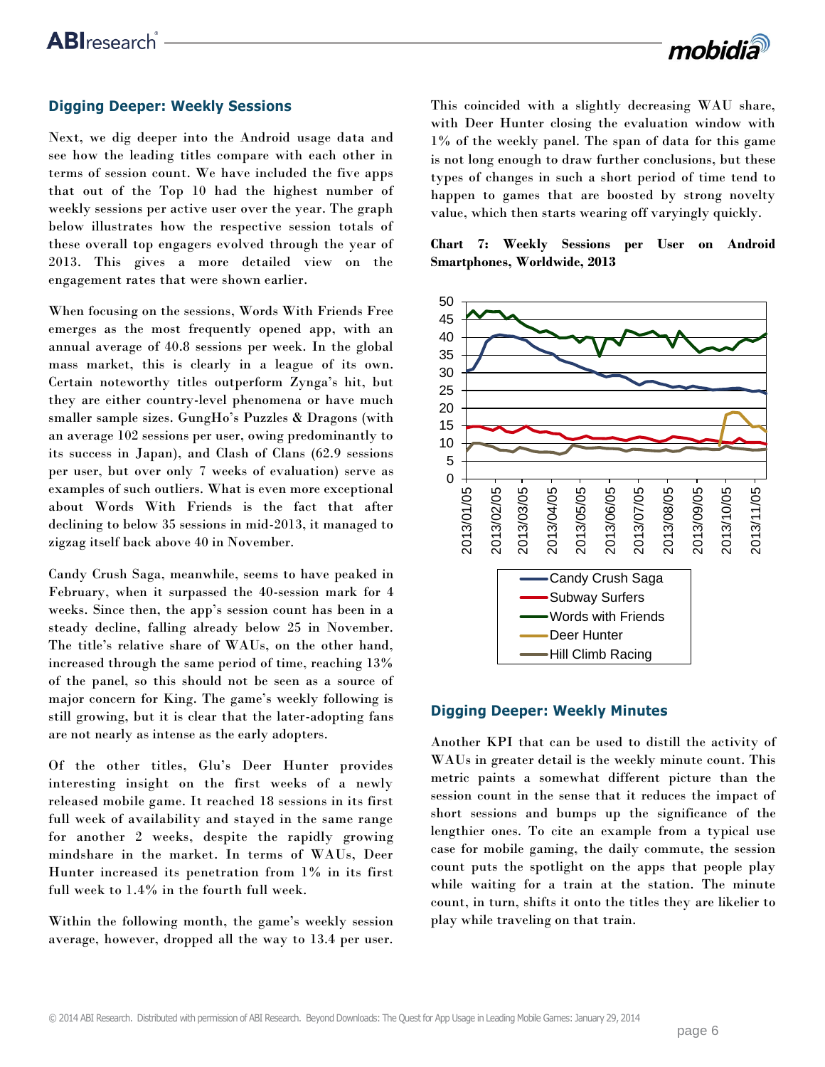## Digging Deeper: Weekly Sessions

Next, we dig deeper into the Android usage data and see how the leading titles compare with each other in terms of session count. We have included the five apps that out of the Top 10 had the highest number of weekly sessions per active user over the year. The graph below illustrates how the respective session totals of these overall top engagers evolved through the year of 2013. This gives a more detailed view on the engagement rates that were shown earlier.

When focusing on the sessions, Words With Friends Free emerges as the most frequently opened app, with an annual average of 40.8 sessions per week. In the global mass market, this is clearly in a league of its own. Certain noteworthy titles outperform Zynga's hit, but they are either country-level phenomena or have much smaller sample sizes. GungHo's Puzzles & Dragons (with an average 102 sessions per user, owing predominantly to its success in Japan), and Clash of Clans (62.9 sessions per user, but over only 7 weeks of evaluation) serve as examples of such outliers. What is even more exceptional about Words With Friends is the fact that after declining to below 35 sessions in mid-2013, it managed to zigzag itself back above 40 in November.

Candy Crush Saga, meanwhile, seems to have peaked in February, when it surpassed the 40-session mark for 4 weeks. Since then, the app's session count has been in a steady decline, falling already below 25 in November. The title's relative share of WAUs, on the other hand, increased through the same period of time, reaching 13% of the panel, so this should not be seen as a source of major concern for King. The game's weekly following is still growing, but it is clear that the later-adopting fans are not nearly as intense as the early adopters.

Of the other titles, Glu's Deer Hunter provides interesting insight on the first weeks of a newly released mobile game. It reached 18 sessions in its first full week of availability and stayed in the same range for another 2 weeks, despite the rapidly growing mindshare in the market. In terms of WAUs, Deer Hunter increased its penetration from 1% in its first full week to 1.4% in the fourth full week.

Within the following month, the game's weekly session average, however, dropped all the way to 13.4 per user. This coincided with a slightly decreasing WAU share, with Deer Hunter closing the evaluation window with 1% of the weekly panel. The span of data for this game is not long enough to draw further conclusions, but these types of changes in such a short period of time tend to happen to games that are boosted by strong novelty value, which then starts wearing off varyingly quickly.

**Chart 7: Weekly Sessions per User on Android Smartphones, Worldwide, 2013**

50
45
40
35
30
25
20
15
10
5
0

2013/01/05
2013/02/05
2013/03/05
2013/04/05
2013/05/05
2013/06/05
2013/07/05
2013/08/05
2013/09/05
2013/10/05
2013/11/05

Candy Crush Saga
Subway Surfers
Words with Friends
Deer Hunter
Hill Climb Racing

## Digging Deeper: Weekly Minutes

Another KPI that can be used to distill the activity of WAUs in greater detail is the weekly minute count. This metric paints a somewhat different picture than the session count in the sense that it reduces the impact of short sessions and bumps up the significance of the lengthier ones. To cite an example from a typical use case for mobile gaming, the daily commute, the session count puts the spotlight on the apps that people play while waiting for a train at the station. The minute count, in turn, shifts it onto the titles they are likelier to play while traveling on that train.

© 2014 ABI Research. Distributed with permission of ABI Research. Beyond Downloads: The Quest for App Usage in Leading Mobile Games: January 29, 2014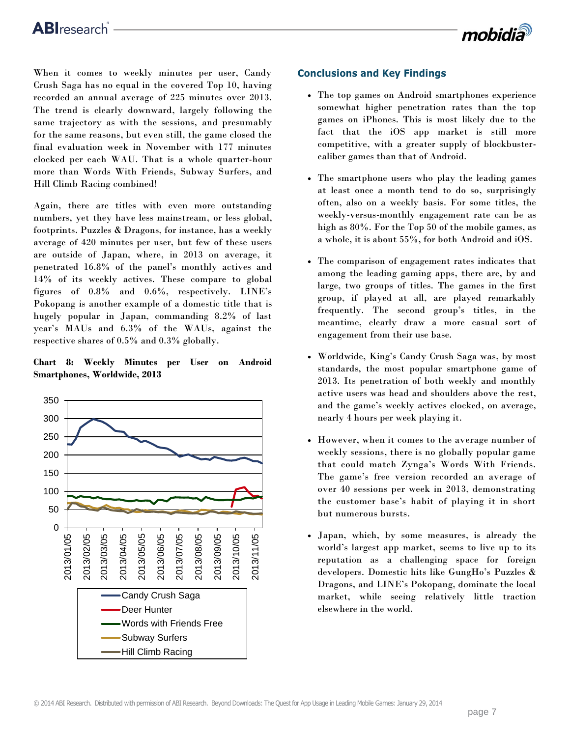When it comes to weekly minutes per user, Candy Crush Saga has no equal in the covered Top 10, having recorded an annual average of 225 minutes over 2013. The trend is clearly downward, largely following the same trajectory as with the sessions, and presumably for the same reasons, but even still, the game closed the final evaluation week in November with 177 minutes clocked per each WAU. That is a whole quarter-hour more than Words With Friends, Subway Surfers, and Hill Climb Racing combined!

Again, there are titles with even more outstanding numbers, yet they have less mainstream, or less global, footprints. Puzzles & Dragons, for instance, has a weekly average of 420 minutes per user, but few of these users are outside of Japan, where, in 2013 on average, it penetrated 16.8% of the panel's monthly actives and 14% of its weekly actives. These compare to global figures of 0.8% and 0.6%, respectively. LINE's Pokopang is another example of a domestic title that is hugely popular in Japan, commanding 8.2% of last year's MAUs and 6.3% of the WAUs, against the respective shares of 0.5% and 0.3% globally.

**Chart 8: Weekly Minutes per User on Android Smartphones, Worldwide, 2013**

## Conclusions and Key Findings

- The top games on Android smartphones experience somewhat higher penetration rates than the top games on iPhones. This is most likely due to the fact that the iOS app market is still more competitive, with a greater supply of blockbuster-caliber games than that of Android.
- The smartphone users who play the leading games at least once a month tend to do so, surprisingly often, also on a weekly basis. For some titles, the weekly-versus-monthly engagement rate can be as high as 80%. For the Top 50 of the mobile games, as a whole, it is about 55%, for both Android and iOS.
- The comparison of engagement rates indicates that among the leading gaming apps, there are, by and large, two groups of titles. The games in the first group, if played at all, are played remarkably frequently. The second group's titles, in the meantime, clearly draw a more casual sort of engagement from their use base.
- Worldwide, King's Candy Crush Saga was, by most standards, the most popular smartphone game of 2013. Its penetration of both weekly and monthly active users was head and shoulders above the rest, and the game's weekly actives clocked, on average, nearly 4 hours per week playing it.
- However, when it comes to the average number of weekly sessions, there is no globally popular game that could match Zynga's Words With Friends. The game's free version recorded an average of over 40 sessions per week in 2013, demonstrating the customer base's habit of playing it in short but numerous bursts.
- Japan, which, by some measures, is already the world's largest app market, seems to live up to its reputation as a challenging space for foreign developers. Domestic hits like GungHo's Puzzles & Dragons, and LINE's Pokopang, dominate the local market, while seeing relatively little traction elsewhere in the world.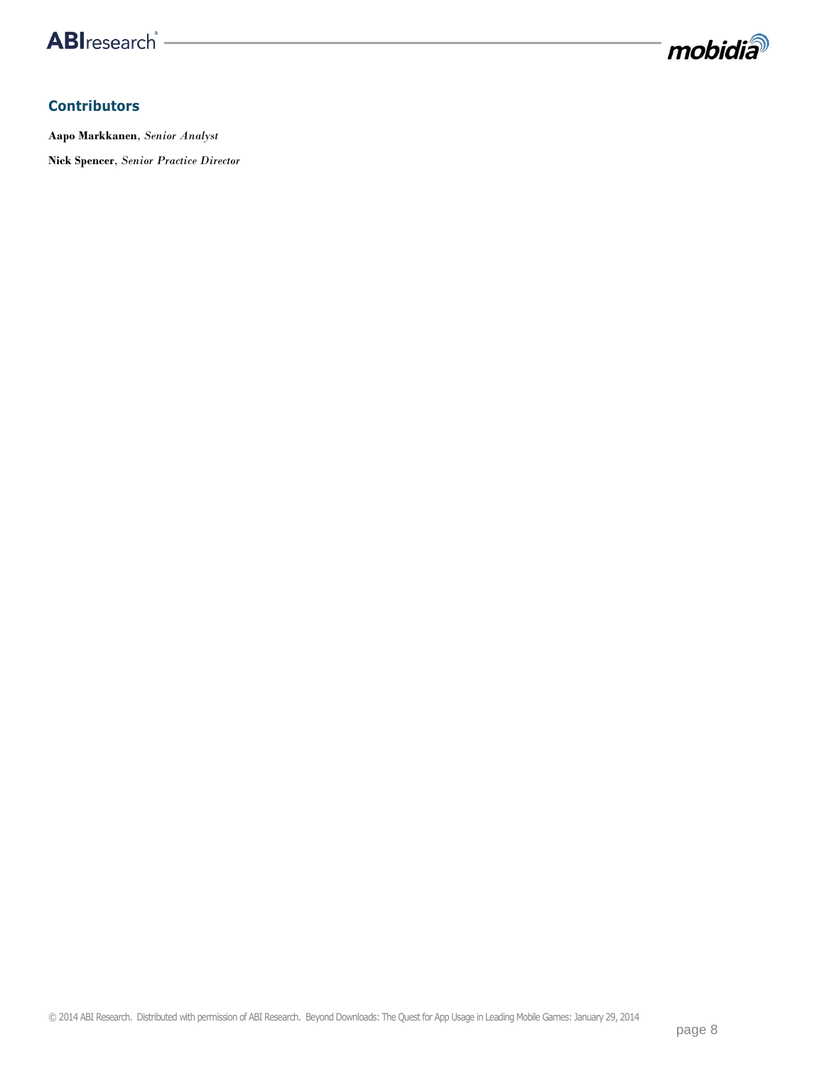## Contributors

**Aapo Markkanen**, *Senior Analyst*

**Nick Spencer**, *Senior Practice Director*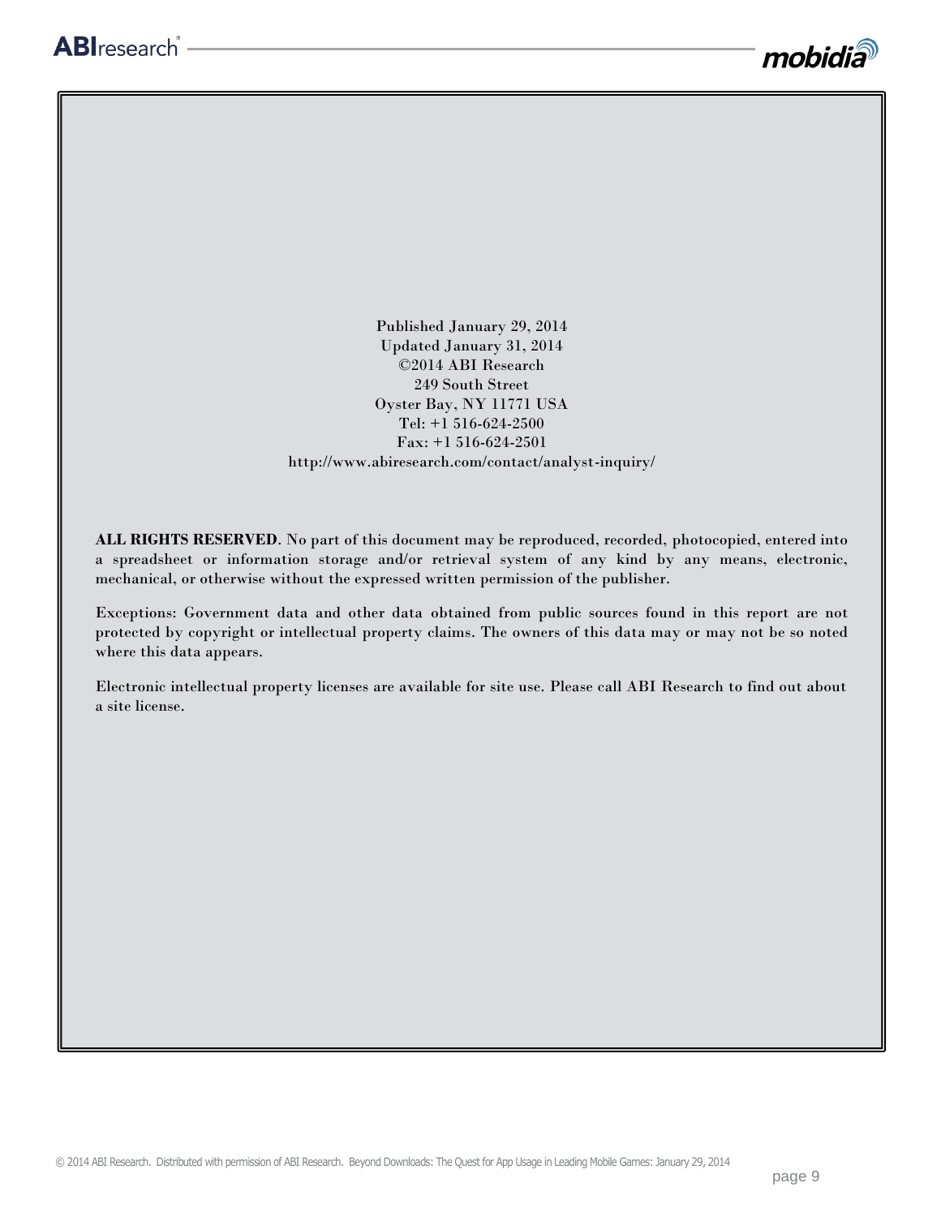Published January 29, 2014
Updated January 31, 2014
©2014 ABI Research
249 South Street
Oyster Bay, NY 11771 USA
Tel: +1 516-624-2500
Fax: +1 516-624-2501
http://www.abiresearch.com/contact/analyst-inquiry/

**ALL RIGHTS RESERVED**. No part of this document may be reproduced, recorded, photocopied, entered into a spreadsheet or information storage and/or retrieval system of any kind by any means, electronic, mechanical, or otherwise without the expressed written permission of the publisher.

Exceptions: Government data and other data obtained from public sources found in this report are not protected by copyright or intellectual property claims. The owners of this data may or may not be so noted where this data appears.

Electronic intellectual property licenses are available for site use. Please call ABI Research to find out about a site license.